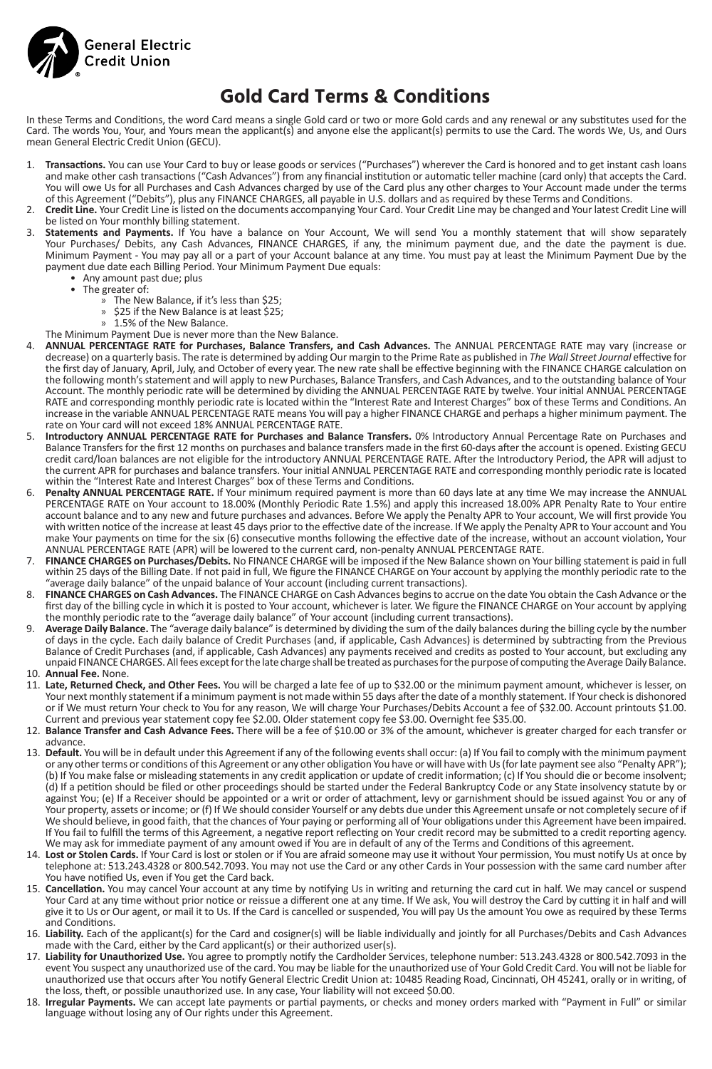General Electric Credit Union

# Gold Card Terms & Conditions

In these Terms and Conditions, the word Card means a single Gold card or two or more Gold cards and any renewal or any substitutes used for the Card. The words You, Your, and Yours mean the applicant(s) and anyone else the applicant(s) permits to use the Card. The words We, Us, and Ours mean General Electric Credit Union (GECU).

1. **Transactions.** You can use Your Card to buy or lease goods or services ("Purchases") wherever the Card is honored and to get instant cash loans and make other cash transactions ("Cash Advances") from any financial institution or automatic teller machine (card only) that accepts the Card. You will owe Us for all Purchases and Cash Advances charged by use of the Card plus any other charges to Your Account made under the terms of this Agreement ("Debits"), plus any FINANCE CHARGES, all payable in U.S. dollars and as required by these Terms and Conditions.
2. **Credit Line.** Your Credit Line is listed on the documents accompanying Your Card. Your Credit Line may be changed and Your latest Credit Line will be listed on Your monthly billing statement.
3. **Statements and Payments.** If You have a balance on Your Account, We will send You a monthly statement that will show separately Your Purchases/ Debits, any Cash Advances, FINANCE CHARGES, if any, the minimum payment due, and the date the payment is due. Minimum Payment - You may pay all or a part of your Account balance at any time. You must pay at least the Minimum Payment Due by the payment due date each Billing Period. Your Minimum Payment Due equals:
   - Any amount past due; plus
   - The greater of:
     - The New Balance, if it's less than $25;
     - $25 if the New Balance is at least $25;
     - 1.5% of the New Balance.

   The Minimum Payment Due is never more than the New Balance.
4. **ANNUAL PERCENTAGE RATE for Purchases, Balance Transfers, and Cash Advances.** The ANNUAL PERCENTAGE RATE may vary (increase or decrease) on a quarterly basis. The rate is determined by adding Our margin to the Prime Rate as published in *The Wall Street Journal* effective for the first day of January, April, July, and October of every year. The new rate shall be effective beginning with the FINANCE CHARGE calculation on the following month's statement and will apply to new Purchases, Balance Transfers, and Cash Advances, and to the outstanding balance of Your Account. The monthly periodic rate will be determined by dividing the ANNUAL PERCENTAGE RATE by twelve. Your initial ANNUAL PERCENTAGE RATE and corresponding monthly periodic rate is located within the "Interest Rate and Interest Charges" box of these Terms and Conditions. An increase in the variable ANNUAL PERCENTAGE RATE means You will pay a higher FINANCE CHARGE and perhaps a higher minimum payment. The rate on Your card will not exceed 18% ANNUAL PERCENTAGE RATE.
5. **Introductory ANNUAL PERCENTAGE RATE for Purchases and Balance Transfers.** 0% Introductory Annual Percentage Rate on Purchases and Balance Transfers for the first 12 months on purchases and balance transfers made in the first 60-days after the account is opened. Existing GECU credit card/loan balances are not eligible for the introductory ANNUAL PERCENTAGE RATE. After the Introductory Period, the APR will adjust to the current APR for purchases and balance transfers. Your initial ANNUAL PERCENTAGE RATE and corresponding monthly periodic rate is located within the "Interest Rate and Interest Charges" box of these Terms and Conditions.
6. **Penalty ANNUAL PERCENTAGE RATE.** If Your minimum required payment is more than 60 days late at any time We may increase the ANNUAL PERCENTAGE RATE on Your account to 18.00% (Monthly Periodic Rate 1.5%) and apply this increased 18.00% APR Penalty Rate to Your entire account balance and to any new and future purchases and advances. Before We apply the Penalty APR to Your account, We will first provide You with written notice of the increase at least 45 days prior to the effective date of the increase. If We apply the Penalty APR to Your account and You make Your payments on time for the six (6) consecutive months following the effective date of the increase, without an account violation, Your ANNUAL PERCENTAGE RATE (APR) will be lowered to the current card, non-penalty ANNUAL PERCENTAGE RATE.
7. **FINANCE CHARGES on Purchases/Debits.** No FINANCE CHARGE will be imposed if the New Balance shown on Your billing statement is paid in full within 25 days of the Billing Date. If not paid in full, We figure the FINANCE CHARGE on Your account by applying the monthly periodic rate to the "average daily balance" of the unpaid balance of Your account (including current transactions).
8. **FINANCE CHARGES on Cash Advances.** The FINANCE CHARGE on Cash Advances begins to accrue on the date You obtain the Cash Advance or the first day of the billing cycle in which it is posted to Your account, whichever is later. We figure the FINANCE CHARGE on Your account by applying the monthly periodic rate to the "average daily balance" of Your account (including current transactions).
9. **Average Daily Balance.** The "average daily balance" is determined by dividing the sum of the daily balances during the billing cycle by the number of days in the cycle. Each daily balance of Credit Purchases (and, if applicable, Cash Advances) is determined by subtracting from the Previous Balance of Credit Purchases (and, if applicable, Cash Advances) any payments received and credits as posted to Your account, but excluding any unpaid FINANCE CHARGES. All fees except for the late charge shall be treated as purchases for the purpose of computing the Average Daily Balance.
10. **Annual Fee.** None.
11. **Late, Returned Check, and Other Fees.** You will be charged a late fee of up to $32.00 or the minimum payment amount, whichever is lesser, on Your next monthly statement if a minimum payment is not made within 55 days after the date of a monthly statement. If Your check is dishonored or if We must return Your check to You for any reason, We will charge Your Purchases/Debits Account a fee of $32.00. Account printouts $1.00. Current and previous year statement copy fee $2.00. Older statement copy fee $3.00. Overnight fee $35.00.
12. **Balance Transfer and Cash Advance Fees.** There will be a fee of $10.00 or 3% of the amount, whichever is greater charged for each transfer or advance.
13. **Default.** You will be in default under this Agreement if any of the following events shall occur: (a) If You fail to comply with the minimum payment or any other terms or conditions of this Agreement or any other obligation You have or will have with Us (for late payment see also "Penalty APR"); (b) If You make false or misleading statements in any credit application or update of credit information; (c) If You should die or become insolvent; (d) If a petition should be filed or other proceedings should be started under the Federal Bankruptcy Code or any State insolvency statute by or against You; (e) If a Receiver should be appointed or a writ or order of attachment, levy or garnishment should be issued against You or any of Your property, assets or income; or (f) If We should consider Yourself or any debts due under this Agreement unsafe or not completely secure of if We should believe, in good faith, that the chances of Your paying or performing all of Your obligations under this Agreement have been impaired. If You fail to fulfill the terms of this Agreement, a negative report reflecting on Your credit record may be submitted to a credit reporting agency. We may ask for immediate payment of any amount owed if You are in default of any of the Terms and Conditions of this agreement.
14. **Lost or Stolen Cards.** If Your Card is lost or stolen or if You are afraid someone may use it without Your permission, You must notify Us at once by telephone at: 513.243.4328 or 800.542.7093. You may not use the Card or any other Cards in Your possession with the same card number after You have notified Us, even if You get the Card back.
15. **Cancellation.** You may cancel Your account at any time by notifying Us in writing and returning the card cut in half. We may cancel or suspend Your Card at any time without prior notice or reissue a different one at any time. If We ask, You will destroy the Card by cutting it in half and will give it to Us or Our agent, or mail it to Us. If the Card is cancelled or suspended, You will pay Us the amount You owe as required by these Terms and Conditions.
16. **Liability.** Each of the applicant(s) for the Card and cosigner(s) will be liable individually and jointly for all Purchases/Debits and Cash Advances made with the Card, either by the Card applicant(s) or their authorized user(s).
17. **Liability for Unauthorized Use.** You agree to promptly notify the Cardholder Services, telephone number: 513.243.4328 or 800.542.7093 in the event You suspect any unauthorized use of the card. You may be liable for the unauthorized use of Your Gold Credit Card. You will not be liable for unauthorized use that occurs after You notify General Electric Credit Union at: 10485 Reading Road, Cincinnati, OH 45241, orally or in writing, of the loss, theft, or possible unauthorized use. In any case, Your liability will not exceed $0.00.
18. **Irregular Payments.** We can accept late payments or partial payments, or checks and money orders marked with "Payment in Full" or similar language without losing any of Our rights under this Agreement.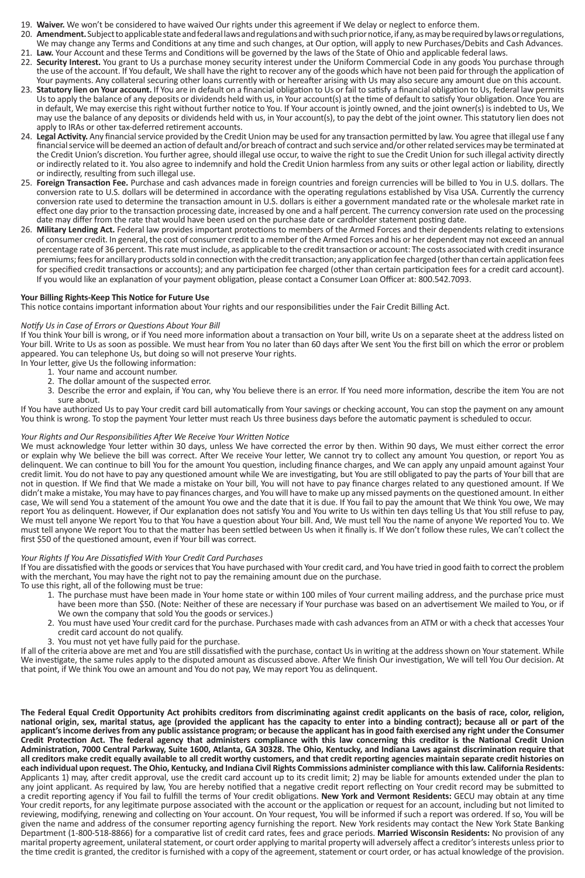19. **Waiver.** We won't be considered to have waived Our rights under this agreement if We delay or neglect to enforce them.
20. **Amendment.** Subject to applicable state and federal laws and regulations and with such prior notice, if any, as may be required by laws or regulations, We may change any Terms and Conditions at any time and such changes, at Our option, will apply to new Purchases/Debits and Cash Advances.
21. **Law.** Your Account and these Terms and Conditions will be governed by the laws of the State of Ohio and applicable federal laws.
22. **Security Interest.** You grant to Us a purchase money security interest under the Uniform Commercial Code in any goods You purchase through the use of the account. If You default, We shall have the right to recover any of the goods which have not been paid for through the application of Your payments. Any collateral securing other loans currently with or hereafter arising with Us may also secure any amount due on this account.
23. **Statutory lien on Your account.** If You are in default on a financial obligation to Us or fail to satisfy a financial obligation to Us, federal law permits Us to apply the balance of any deposits or dividends held with us, in Your account(s) at the time of default to satisfy Your obligation. Once You are in default, We may exercise this right without further notice to You. If Your account is jointly owned, and the joint owner(s) is indebted to Us, We may use the balance of any deposits or dividends held with us, in Your account(s), to pay the debt of the joint owner. This statutory lien does not apply to IRAs or other tax-deferred retirement accounts.
24. **Legal Activity.** Any financial service provided by the Credit Union may be used for any transaction permitted by law. You agree that illegal use f any financial service will be deemed an action of default and/or breach of contract and such service and/or other related services may be terminated at the Credit Union's discretion. You further agree, should illegal use occur, to waive the right to sue the Credit Union for such illegal activity directly or indirectly related to it. You also agree to indemnify and hold the Credit Union harmless from any suits or other legal action or liability, directly or indirectly, resulting from such illegal use.
25. **Foreign Transaction Fee.** Purchase and cash advances made in foreign countries and foreign currencies will be billed to You in U.S. dollars. The conversion rate to U.S. dollars will be determined in accordance with the operating regulations established by Visa USA. Currently the currency conversion rate used to determine the transaction amount in U.S. dollars is either a government mandated rate or the wholesale market rate in effect one day prior to the transaction processing date, increased by one and a half percent. The currency conversion rate used on the processing date may differ from the rate that would have been used on the purchase date or cardholder statement posting date.
26. **Military Lending Act.** Federal law provides important protections to members of the Armed Forces and their dependents relating to extensions of consumer credit. In general, the cost of consumer credit to a member of the Armed Forces and his or her dependent may not exceed an annual percentage rate of 36 percent. This rate must include, as applicable to the credit transaction or account: The costs associated with credit insurance premiums; fees for ancillary products sold in connection with the credit transaction; any application fee charged (other than certain application fees for specified credit transactions or accounts); and any participation fee charged (other than certain participation fees for a credit card account). If you would like an explanation of your payment obligation, please contact a Consumer Loan Officer at: 800.542.7093.

**Your Billing Rights-Keep This Notice for Future Use**

This notice contains important information about Your rights and our responsibilities under the Fair Credit Billing Act.

*Notify Us in Case of Errors or Questions About Your Bill*

If You think Your bill is wrong, or if You need more information about a transaction on Your bill, write Us on a separate sheet at the address listed on Your bill. Write to Us as soon as possible. We must hear from You no later than 60 days after We sent You the first bill on which the error or problem appeared. You can telephone Us, but doing so will not preserve Your rights.

In Your letter, give Us the following information:

1. Your name and account number.
2. The dollar amount of the suspected error.
3. Describe the error and explain, if You can, why You believe there is an error. If You need more information, describe the item You are not sure about.

If You have authorized Us to pay Your credit card bill automatically from Your savings or checking account, You can stop the payment on any amount You think is wrong. To stop the payment Your letter must reach Us three business days before the automatic payment is scheduled to occur.

*Your Rights and Our Responsibilities After We Receive Your Written Notice*

We must acknowledge Your letter within 30 days, unless We have corrected the error by then. Within 90 days, We must either correct the error or explain why We believe the bill was correct. After We receive Your letter, We cannot try to collect any amount You question, or report You as delinquent. We can continue to bill You for the amount You question, including finance charges, and We can apply any unpaid amount against Your credit limit. You do not have to pay any questioned amount while We are investigating, but You are still obligated to pay the parts of Your bill that are not in question. If We find that We made a mistake on Your bill, You will not have to pay finance charges related to any questioned amount. If We didn't make a mistake, You may have to pay finances charges, and You will have to make up any missed payments on the questioned amount. In either case, We will send You a statement of the amount You owe and the date that it is due. If You fail to pay the amount that We think You owe, We may report You as delinquent. However, if Our explanation does not satisfy You and You write to Us within ten days telling Us that You still refuse to pay, We must tell anyone We report You to that You have a question about Your bill. And, We must tell You the name of anyone We reported You to. We must tell anyone We report You to that the matter has been settled between Us when it finally is. If We don't follow these rules, We can't collect the first $50 of the questioned amount, even if Your bill was correct.

*Your Rights If You Are Dissatisfied With Your Credit Card Purchases*

If You are dissatisfied with the goods or services that You have purchased with Your credit card, and You have tried in good faith to correct the problem with the merchant, You may have the right not to pay the remaining amount due on the purchase.

To use this right, all of the following must be true:

1. The purchase must have been made in Your home state or within 100 miles of Your current mailing address, and the purchase price must have been more than $50. (Note: Neither of these are necessary if Your purchase was based on an advertisement We mailed to You, or if We own the company that sold You the goods or services.)
2. You must have used Your credit card for the purchase. Purchases made with cash advances from an ATM or with a check that accesses Your credit card account do not qualify.
3. You must not yet have fully paid for the purchase.

If all of the criteria above are met and You are still dissatisfied with the purchase, contact Us in writing at the address shown on Your statement. While We investigate, the same rules apply to the disputed amount as discussed above. After We finish Our investigation, We will tell You Our decision. At that point, if We think You owe an amount and You do not pay, We may report You as delinquent.

**The Federal Equal Credit Opportunity Act prohibits creditors from discriminating against credit applicants on the basis of race, color, religion, national origin, sex, marital status, age (provided the applicant has the capacity to enter into a binding contract); because all or part of the applicant's income derives from any public assistance program; or because the applicant has in good faith exercised any right under the Consumer Credit Protection Act. The federal agency that administers compliance with this law concerning this creditor is the National Credit Union Administration, 7000 Central Parkway, Suite 1600, Atlanta, GA 30328. The Ohio, Kentucky, and Indiana Laws against discrimination require that all creditors make credit equally available to all credit worthy customers, and that credit reporting agencies maintain separate credit histories on each individual upon request. The Ohio, Kentucky, and Indiana Civil Rights Commissions administer compliance with this law. California Residents:** Applicants 1) may, after credit approval, use the credit card account up to its credit limit; 2) may be liable for amounts extended under the plan to any joint applicant. As required by law, You are hereby notified that a negative credit report reflecting on Your credit record may be submitted to a credit reporting agency if You fail to fulfill the terms of Your credit obligations. **New York and Vermont Residents:** GECU may obtain at any time Your credit reports, for any legitimate purpose associated with the account or the application or request for an account, including but not limited to reviewing, modifying, renewing and collecting on Your account. On Your request, You will be informed if such a report was ordered. If so, You will be given the name and address of the consumer reporting agency furnishing the report. New York residents may contact the New York State Banking Department (1-800-518-8866) for a comparative list of credit card rates, fees and grace periods. **Married Wisconsin Residents:** No provision of any marital property agreement, unilateral statement, or court order applying to marital property will adversely affect a creditor's interests unless prior to the time credit is granted, the creditor is furnished with a copy of the agreement, statement or court order, or has actual knowledge of the provision.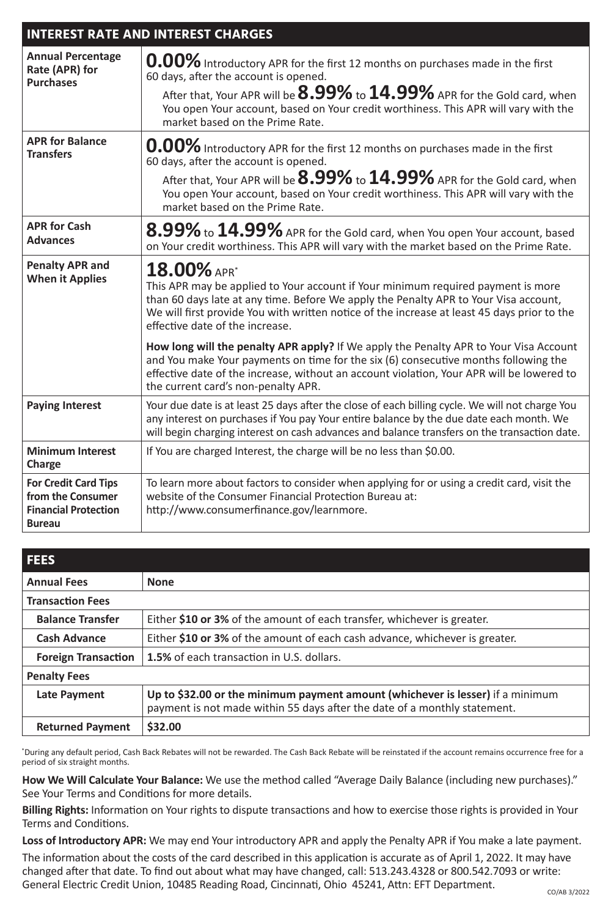| INTEREST RATE AND INTEREST CHARGES | |
|---|---|
| **Annual Percentage Rate (APR) for Purchases** | **0.00%** Introductory APR for the first 12 months on purchases made in the first 60 days, after the account is opened. After that, Your APR will be **8.99%** to **14.99%** APR for the Gold card, when You open Your account, based on Your credit worthiness. This APR will vary with the market based on the Prime Rate. |
| **APR for Balance Transfers** | **0.00%** Introductory APR for the first 12 months on purchases made in the first 60 days, after the account is opened. After that, Your APR will be **8.99%** to **14.99%** APR for the Gold card, when You open Your account, based on Your credit worthiness. This APR will vary with the market based on the Prime Rate. |
| **APR for Cash Advances** | **8.99%** to **14.99%** APR for the Gold card, when You open Your account, based on Your credit worthiness. This APR will vary with the market based on the Prime Rate. |
| **Penalty APR and When it Applies** | **18.00%** APR* This APR may be applied to Your account if Your minimum required payment is more than 60 days late at any time. Before We apply the Penalty APR to Your Visa account, We will first provide You with written notice of the increase at least 45 days prior to the effective date of the increase. **How long will the penalty APR apply?** If We apply the Penalty APR to Your Visa Account and You make Your payments on time for the six (6) consecutive months following the effective date of the increase, without an account violation, Your APR will be lowered to the current card's non-penalty APR. |
| **Paying Interest** | Your due date is at least 25 days after the close of each billing cycle. We will not charge You any interest on purchases if You pay Your entire balance by the due date each month. We will begin charging interest on cash advances and balance transfers on the transaction date. |
| **Minimum Interest Charge** | If You are charged Interest, the charge will be no less than $0.00. |
| **For Credit Card Tips from the Consumer Financial Protection Bureau** | To learn more about factors to consider when applying for or using a credit card, visit the website of the Consumer Financial Protection Bureau at: http://www.consumerfinance.gov/learnmore. |

| FEES | |
|---|---|
| **Annual Fees** | **None** |
| **Transaction Fees** | |
| **Balance Transfer** | Either **$10 or 3%** of the amount of each transfer, whichever is greater. |
| **Cash Advance** | Either **$10 or 3%** of the amount of each cash advance, whichever is greater. |
| **Foreign Transaction** | **1.5%** of each transaction in U.S. dollars. |
| **Penalty Fees** | |
| **Late Payment** | **Up to $32.00 or the minimum payment amount (whichever is lesser)** if a minimum payment is not made within 55 days after the date of a monthly statement. |
| **Returned Payment** | **$32.00** |

*During any default period, Cash Back Rebates will not be rewarded. The Cash Back Rebate will be reinstated if the account remains occurrence free for a period of six straight months.

**How We Will Calculate Your Balance:** We use the method called "Average Daily Balance (including new purchases)." See Your Terms and Conditions for more details.

**Billing Rights:** Information on Your rights to dispute transactions and how to exercise those rights is provided in Your Terms and Conditions.

**Loss of Introductory APR:** We may end Your introductory APR and apply the Penalty APR if You make a late payment.

The information about the costs of the card described in this application is accurate as of April 1, 2022. It may have changed after that date. To find out about what may have changed, call: 513.243.4328 or 800.542.7093 or write: General Electric Credit Union, 10485 Reading Road, Cincinnati, Ohio 45241, Attn: EFT Department.

CO/AB 3/2022